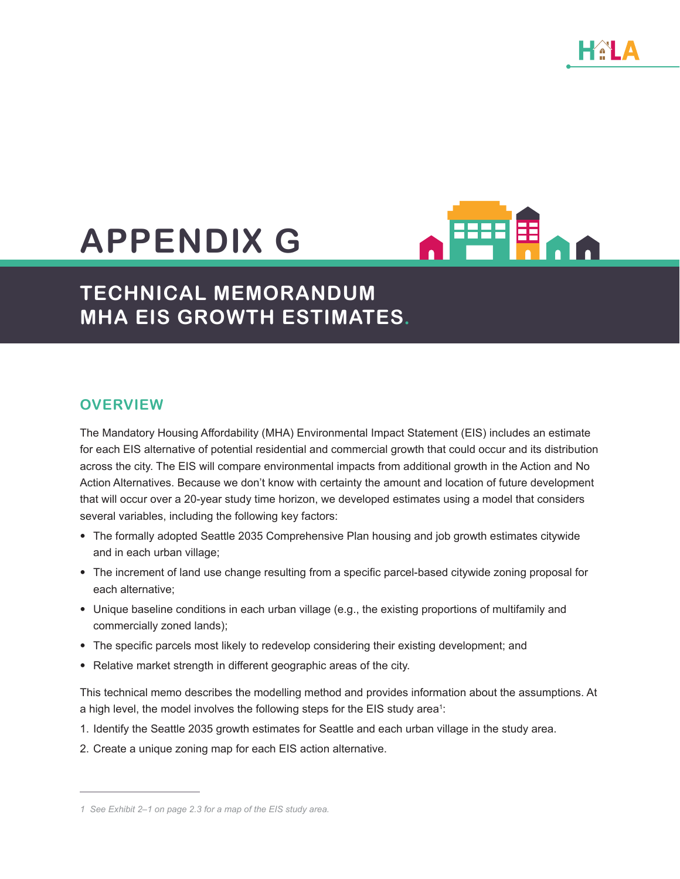# APPENDIX G

## TECHNICAL MEMORANDUM MHA EIS GROWTH ESTIMATES.

### OVERVIEW

The Mandatory Housing Affordability (MHA) Environmental Impact Statement (EIS) includes an estimate for each EIS alternative of potential residential and commercial growth that could occur and its distribution across the city. The EIS will compare environmental impacts from additional growth in the Action and No Action Alternatives. Because we don't know with certainty the amount and location of future development that will occur over a 20-year study time horizon, we developed estimates using a model that considers several variables, including the following key factors:

- The formally adopted Seattle 2035 Comprehensive Plan housing and job growth estimates citywide and in each urban village;
- The increment of land use change resulting from a specific parcel-based citywide zoning proposal for each alternative;
- Unique baseline conditions in each urban village (e.g., the existing proportions of multifamily and commercially zoned lands);
- The specific parcels most likely to redevelop considering their existing development; and
- Relative market strength in different geographic areas of the city.

This technical memo describes the modelling method and provides information about the assumptions. At a high level, the model involves the following steps for the EIS study area[1]:

1. Identify the Seattle 2035 growth estimates for Seattle and each urban village in the study area.
2. Create a unique zoning map for each EIS action alternative.

[1] *See Exhibit 2–1 on page 2.3 for a map of the EIS study area.*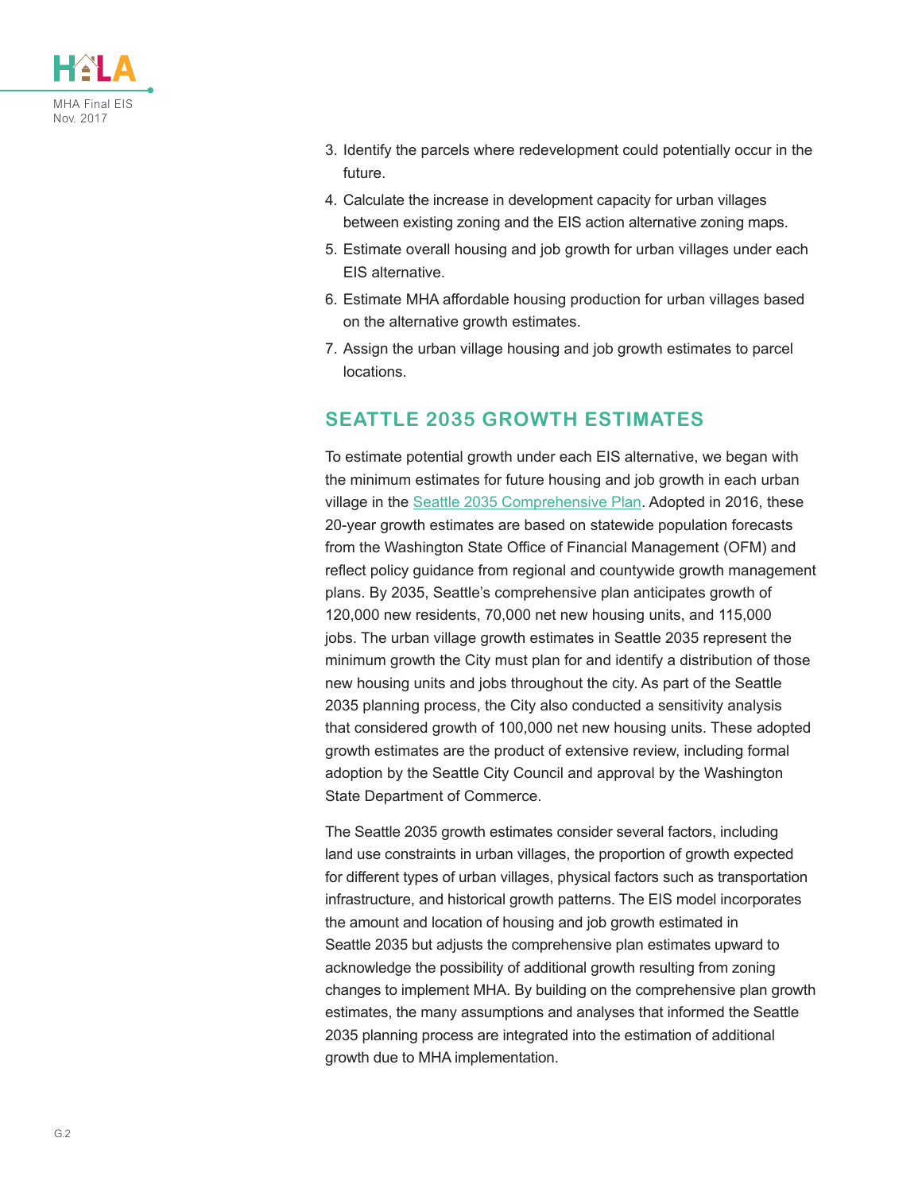3. Identify the parcels where redevelopment could potentially occur in the future.
4. Calculate the increase in development capacity for urban villages between existing zoning and the EIS action alternative zoning maps.
5. Estimate overall housing and job growth for urban villages under each EIS alternative.
6. Estimate MHA affordable housing production for urban villages based on the alternative growth estimates.
7. Assign the urban village housing and job growth estimates to parcel locations.

## SEATTLE 2035 GROWTH ESTIMATES

To estimate potential growth under each EIS alternative, we began with the minimum estimates for future housing and job growth in each urban village in the Seattle 2035 Comprehensive Plan. Adopted in 2016, these 20-year growth estimates are based on statewide population forecasts from the Washington State Office of Financial Management (OFM) and reflect policy guidance from regional and countywide growth management plans. By 2035, Seattle's comprehensive plan anticipates growth of 120,000 new residents, 70,000 net new housing units, and 115,000 jobs. The urban village growth estimates in Seattle 2035 represent the minimum growth the City must plan for and identify a distribution of those new housing units and jobs throughout the city. As part of the Seattle 2035 planning process, the City also conducted a sensitivity analysis that considered growth of 100,000 net new housing units. These adopted growth estimates are the product of extensive review, including formal adoption by the Seattle City Council and approval by the Washington State Department of Commerce.

The Seattle 2035 growth estimates consider several factors, including land use constraints in urban villages, the proportion of growth expected for different types of urban villages, physical factors such as transportation infrastructure, and historical growth patterns. The EIS model incorporates the amount and location of housing and job growth estimated in Seattle 2035 but adjusts the comprehensive plan estimates upward to acknowledge the possibility of additional growth resulting from zoning changes to implement MHA. By building on the comprehensive plan growth estimates, the many assumptions and analyses that informed the Seattle 2035 planning process are integrated into the estimation of additional growth due to MHA implementation.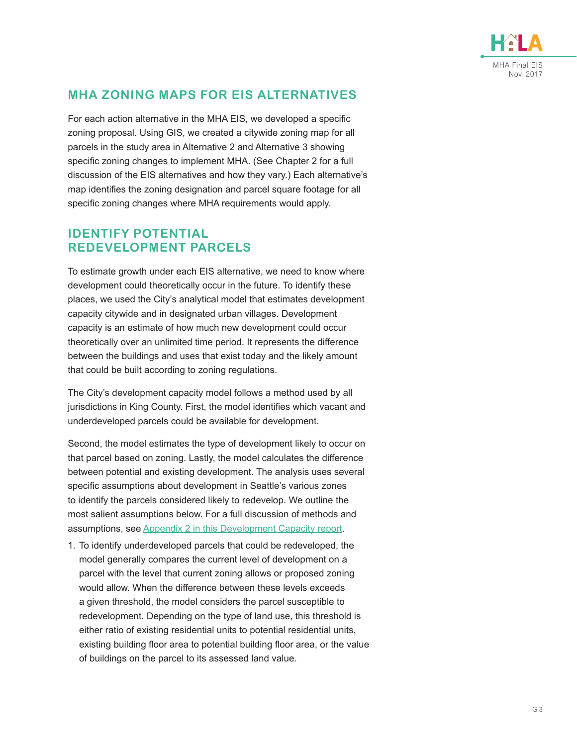## MHA ZONING MAPS FOR EIS ALTERNATIVES

For each action alternative in the MHA EIS, we developed a specific zoning proposal. Using GIS, we created a citywide zoning map for all parcels in the study area in Alternative 2 and Alternative 3 showing specific zoning changes to implement MHA. (See Chapter 2 for a full discussion of the EIS alternatives and how they vary.) Each alternative's map identifies the zoning designation and parcel square footage for all specific zoning changes where MHA requirements would apply.

## IDENTIFY POTENTIAL REDEVELOPMENT PARCELS

To estimate growth under each EIS alternative, we need to know where development could theoretically occur in the future. To identify these places, we used the City's analytical model that estimates development capacity citywide and in designated urban villages. Development capacity is an estimate of how much new development could occur theoretically over an unlimited time period. It represents the difference between the buildings and uses that exist today and the likely amount that could be built according to zoning regulations.

The City's development capacity model follows a method used by all jurisdictions in King County. First, the model identifies which vacant and underdeveloped parcels could be available for development.

Second, the model estimates the type of development likely to occur on that parcel based on zoning. Lastly, the model calculates the difference between potential and existing development. The analysis uses several specific assumptions about development in Seattle's various zones to identify the parcels considered likely to redevelop. We outline the most salient assumptions below. For a full discussion of methods and assumptions, see Appendix 2 in this Development Capacity report.

1. To identify underdeveloped parcels that could be redeveloped, the model generally compares the current level of development on a parcel with the level that current zoning allows or proposed zoning would allow. When the difference between these levels exceeds a given threshold, the model considers the parcel susceptible to redevelopment. Depending on the type of land use, this threshold is either ratio of existing residential units to potential residential units, existing building floor area to potential building floor area, or the value of buildings on the parcel to its assessed land value.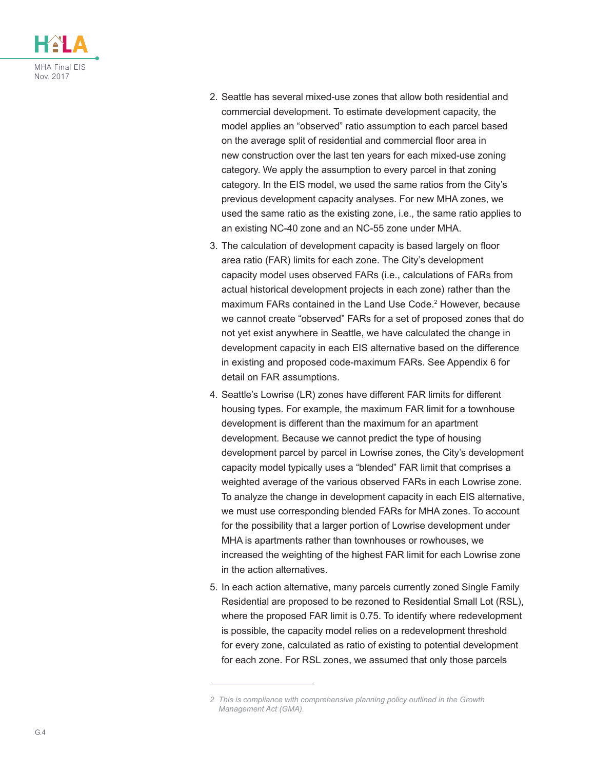2. Seattle has several mixed-use zones that allow both residential and commercial development. To estimate development capacity, the model applies an "observed" ratio assumption to each parcel based on the average split of residential and commercial floor area in new construction over the last ten years for each mixed-use zoning category. We apply the assumption to every parcel in that zoning category. In the EIS model, we used the same ratios from the City's previous development capacity analyses. For new MHA zones, we used the same ratio as the existing zone, i.e., the same ratio applies to an existing NC-40 zone and an NC-55 zone under MHA.
3. The calculation of development capacity is based largely on floor area ratio (FAR) limits for each zone. The City's development capacity model uses observed FARs (i.e., calculations of FARs from actual historical development projects in each zone) rather than the maximum FARs contained in the Land Use Code.[2] However, because we cannot create "observed" FARs for a set of proposed zones that do not yet exist anywhere in Seattle, we have calculated the change in development capacity in each EIS alternative based on the difference in existing and proposed code-maximum FARs. See Appendix 6 for detail on FAR assumptions.
4. Seattle's Lowrise (LR) zones have different FAR limits for different housing types. For example, the maximum FAR limit for a townhouse development is different than the maximum for an apartment development. Because we cannot predict the type of housing development parcel by parcel in Lowrise zones, the City's development capacity model typically uses a "blended" FAR limit that comprises a weighted average of the various observed FARs in each Lowrise zone. To analyze the change in development capacity in each EIS alternative, we must use corresponding blended FARs for MHA zones. To account for the possibility that a larger portion of Lowrise development under MHA is apartments rather than townhouses or rowhouses, we increased the weighting of the highest FAR limit for each Lowrise zone in the action alternatives.
5. In each action alternative, many parcels currently zoned Single Family Residential are proposed to be rezoned to Residential Small Lot (RSL), where the proposed FAR limit is 0.75. To identify where redevelopment is possible, the capacity model relies on a redevelopment threshold for every zone, calculated as ratio of existing to potential development for each zone. For RSL zones, we assumed that only those parcels

---

2 *This is compliance with comprehensive planning policy outlined in the Growth Management Act (GMA).*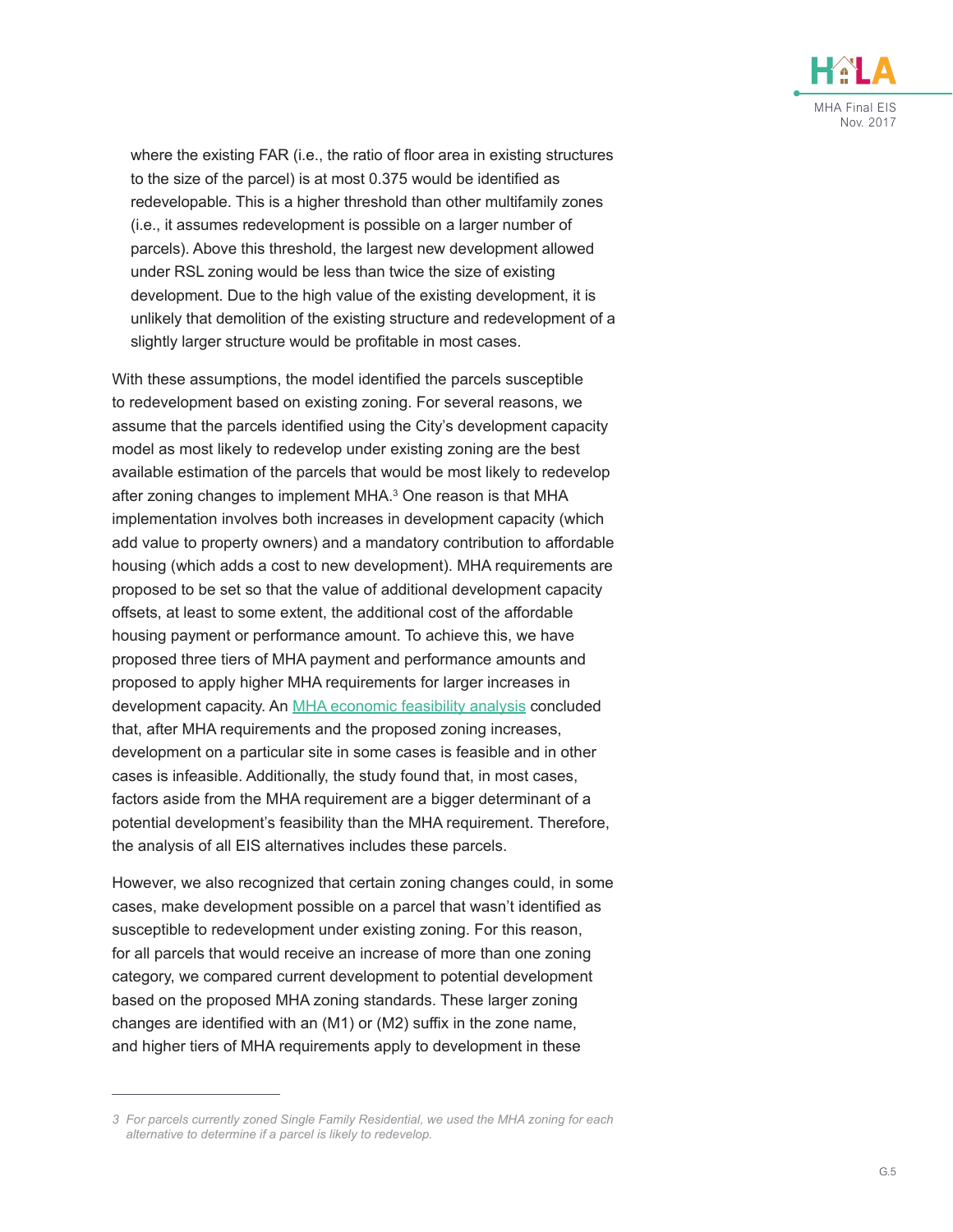where the existing FAR (i.e., the ratio of floor area in existing structures to the size of the parcel) is at most 0.375 would be identified as redevelopable. This is a higher threshold than other multifamily zones (i.e., it assumes redevelopment is possible on a larger number of parcels). Above this threshold, the largest new development allowed under RSL zoning would be less than twice the size of existing development. Due to the high value of the existing development, it is unlikely that demolition of the existing structure and redevelopment of a slightly larger structure would be profitable in most cases.

With these assumptions, the model identified the parcels susceptible to redevelopment based on existing zoning. For several reasons, we assume that the parcels identified using the City's development capacity model as most likely to redevelop under existing zoning are the best available estimation of the parcels that would be most likely to redevelop after zoning changes to implement MHA.[3] One reason is that MHA implementation involves both increases in development capacity (which add value to property owners) and a mandatory contribution to affordable housing (which adds a cost to new development). MHA requirements are proposed to be set so that the value of additional development capacity offsets, at least to some extent, the additional cost of the affordable housing payment or performance amount. To achieve this, we have proposed three tiers of MHA payment and performance amounts and proposed to apply higher MHA requirements for larger increases in development capacity. An [MHA economic feasibility analysis]() concluded that, after MHA requirements and the proposed zoning increases, development on a particular site in some cases is feasible and in other cases is infeasible. Additionally, the study found that, in most cases, factors aside from the MHA requirement are a bigger determinant of a potential development's feasibility than the MHA requirement. Therefore, the analysis of all EIS alternatives includes these parcels.

However, we also recognized that certain zoning changes could, in some cases, make development possible on a parcel that wasn't identified as susceptible to redevelopment under existing zoning. For this reason, for all parcels that would receive an increase of more than one zoning category, we compared current development to potential development based on the proposed MHA zoning standards. These larger zoning changes are identified with an (M1) or (M2) suffix in the zone name, and higher tiers of MHA requirements apply to development in these

---

*3 For parcels currently zoned Single Family Residential, we used the MHA zoning for each alternative to determine if a parcel is likely to redevelop.*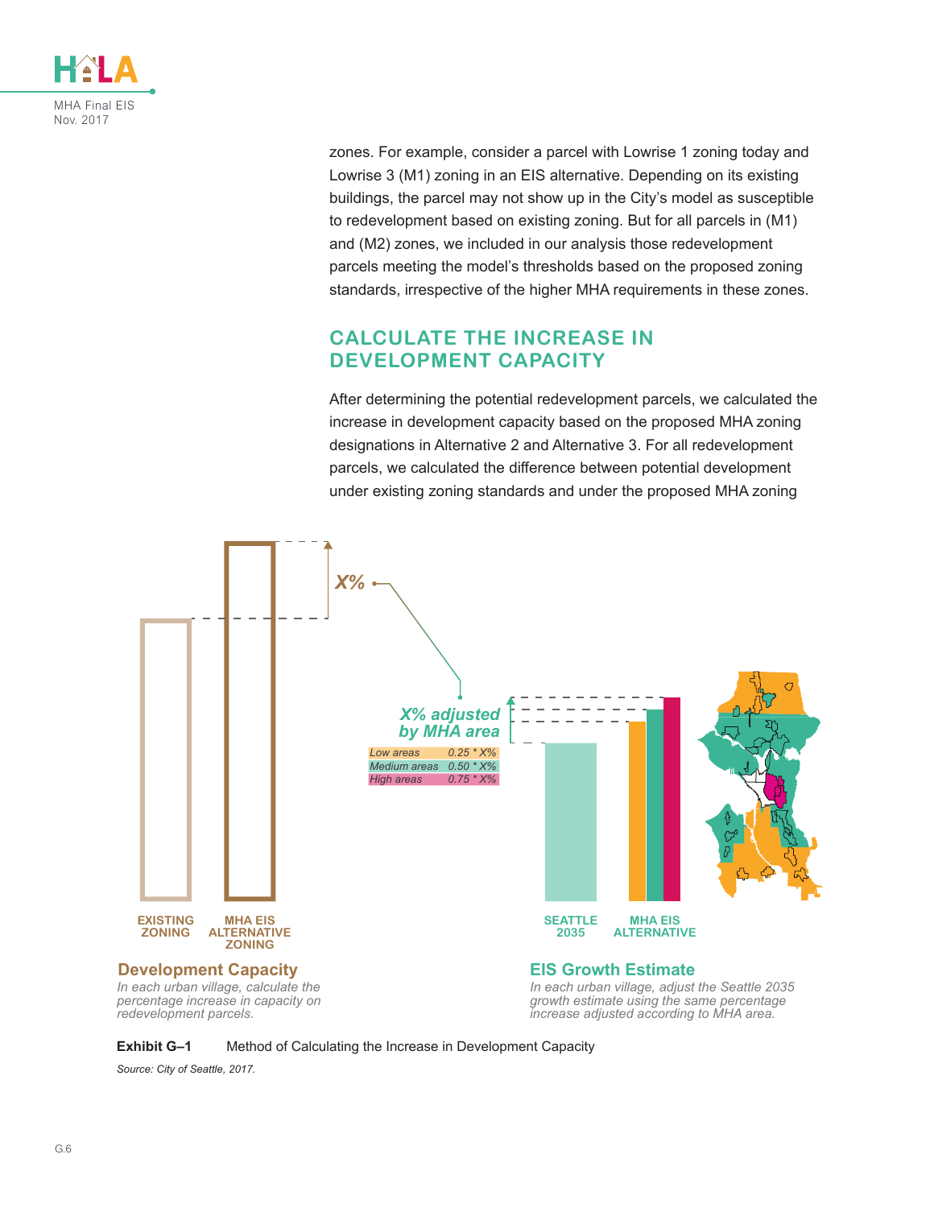zones. For example, consider a parcel with Lowrise 1 zoning today and Lowrise 3 (M1) zoning in an EIS alternative. Depending on its existing buildings, the parcel may not show up in the City's model as susceptible to redevelopment based on existing zoning. But for all parcels in (M1) and (M2) zones, we included in our analysis those redevelopment parcels meeting the model's thresholds based on the proposed zoning standards, irrespective of the higher MHA requirements in these zones.

## CALCULATE THE INCREASE IN DEVELOPMENT CAPACITY

After determining the potential redevelopment parcels, we calculated the increase in development capacity based on the proposed MHA zoning designations in Alternative 2 and Alternative 3. For all redevelopment parcels, we calculated the difference between potential development under existing zoning standards and under the proposed MHA zoning

X%

*X% adjusted by MHA area*

| | |
|---|---|
| Low areas | 0.25 * X% |
| Medium areas | 0.50 * X% |
| High areas | 0.75 * X% |

EXISTING ZONING

MHA EIS ALTERNATIVE ZONING

**Development Capacity**

*In each urban village, calculate the percentage increase in capacity on redevelopment parcels.*

SEATTLE 2035

MHA EIS ALTERNATIVE

**EIS Growth Estimate**

*In each urban village, adjust the Seattle 2035 growth estimate using the same percentage increase adjusted according to MHA area.*

**Exhibit G–1** Method of Calculating the Increase in Development Capacity

*Source: City of Seattle, 2017.*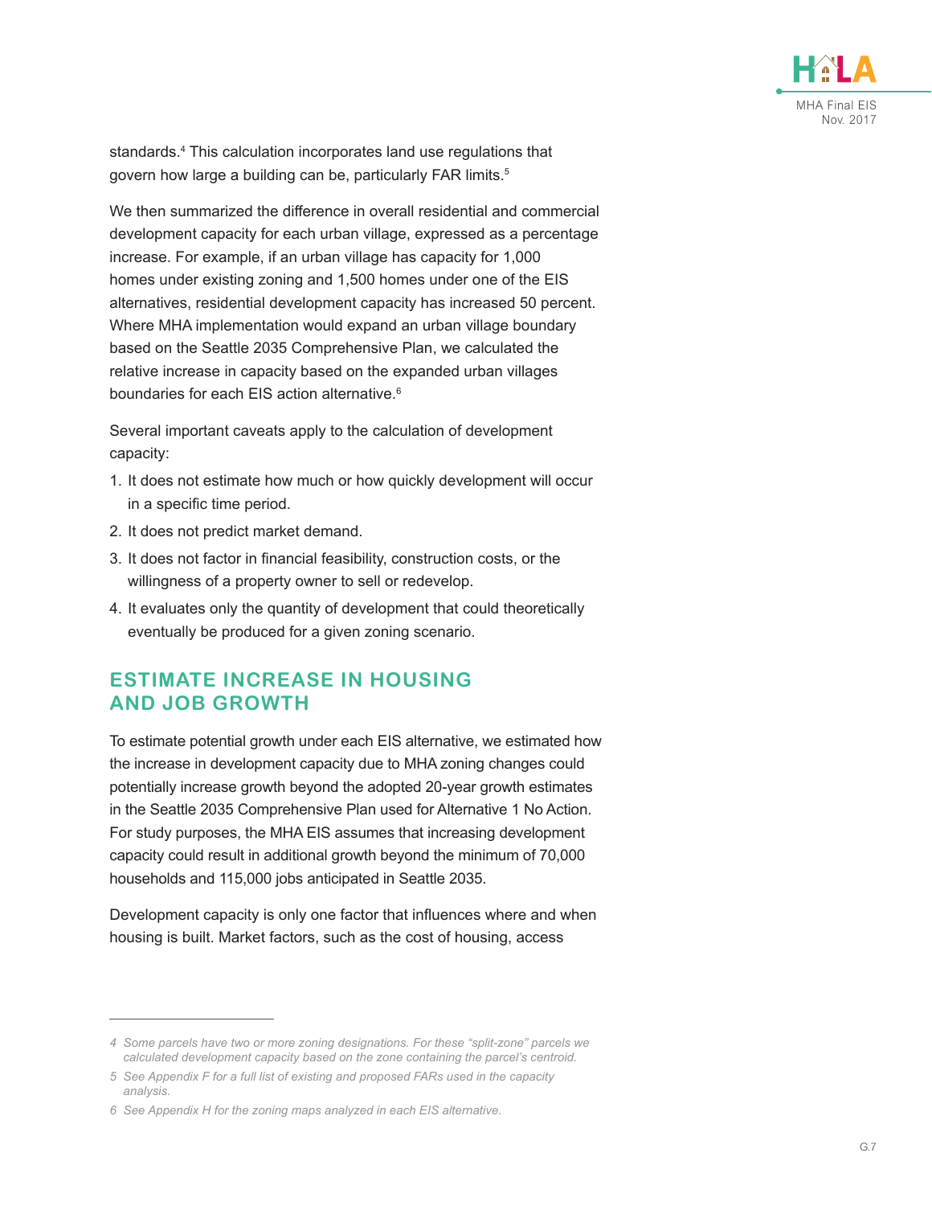standards.[4] This calculation incorporates land use regulations that govern how large a building can be, particularly FAR limits.[5]

We then summarized the difference in overall residential and commercial development capacity for each urban village, expressed as a percentage increase. For example, if an urban village has capacity for 1,000 homes under existing zoning and 1,500 homes under one of the EIS alternatives, residential development capacity has increased 50 percent. Where MHA implementation would expand an urban village boundary based on the Seattle 2035 Comprehensive Plan, we calculated the relative increase in capacity based on the expanded urban villages boundaries for each EIS action alternative.[6]

Several important caveats apply to the calculation of development capacity:

1. It does not estimate how much or how quickly development will occur in a specific time period.
2. It does not predict market demand.
3. It does not factor in financial feasibility, construction costs, or the willingness of a property owner to sell or redevelop.
4. It evaluates only the quantity of development that could theoretically eventually be produced for a given zoning scenario.

## ESTIMATE INCREASE IN HOUSING AND JOB GROWTH

To estimate potential growth under each EIS alternative, we estimated how the increase in development capacity due to MHA zoning changes could potentially increase growth beyond the adopted 20-year growth estimates in the Seattle 2035 Comprehensive Plan used for Alternative 1 No Action. For study purposes, the MHA EIS assumes that increasing development capacity could result in additional growth beyond the minimum of 70,000 households and 115,000 jobs anticipated in Seattle 2035.

Development capacity is only one factor that influences where and when housing is built. Market factors, such as the cost of housing, access

---

*4 Some parcels have two or more zoning designations. For these "split-zone" parcels we calculated development capacity based on the zone containing the parcel's centroid.*

*5 See Appendix F for a full list of existing and proposed FARs used in the capacity analysis.*

*6 See Appendix H for the zoning maps analyzed in each EIS alternative.*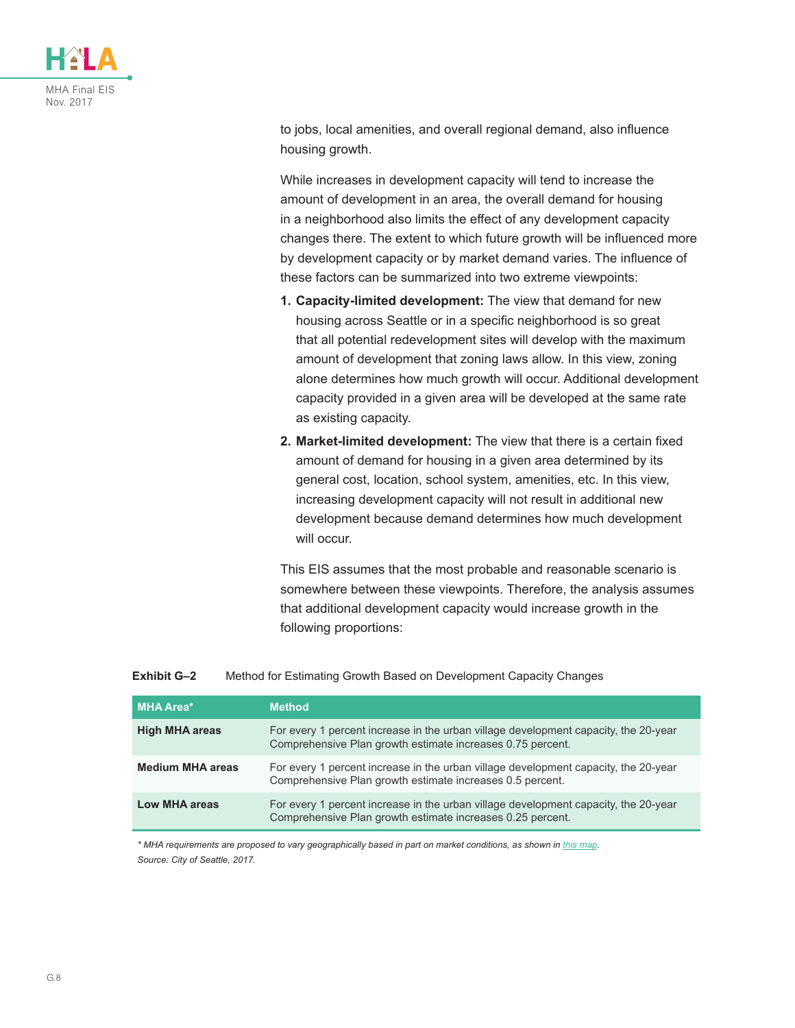to jobs, local amenities, and overall regional demand, also influence housing growth.

While increases in development capacity will tend to increase the amount of development in an area, the overall demand for housing in a neighborhood also limits the effect of any development capacity changes there. The extent to which future growth will be influenced more by development capacity or by market demand varies. The influence of these factors can be summarized into two extreme viewpoints:

1. **Capacity-limited development:** The view that demand for new housing across Seattle or in a specific neighborhood is so great that all potential redevelopment sites will develop with the maximum amount of development that zoning laws allow. In this view, zoning alone determines how much growth will occur. Additional development capacity provided in a given area will be developed at the same rate as existing capacity.
2. **Market-limited development:** The view that there is a certain fixed amount of demand for housing in a given area determined by its general cost, location, school system, amenities, etc. In this view, increasing development capacity will not result in additional new development because demand determines how much development will occur.

This EIS assumes that the most probable and reasonable scenario is somewhere between these viewpoints. Therefore, the analysis assumes that additional development capacity would increase growth in the following proportions:

**Exhibit G–2** Method for Estimating Growth Based on Development Capacity Changes

| MHA Area* | Method |
|---|---|
| **High MHA areas** | For every 1 percent increase in the urban village development capacity, the 20-year Comprehensive Plan growth estimate increases 0.75 percent. |
| **Medium MHA areas** | For every 1 percent increase in the urban village development capacity, the 20-year Comprehensive Plan growth estimate increases 0.5 percent. |
| **Low MHA areas** | For every 1 percent increase in the urban village development capacity, the 20-year Comprehensive Plan growth estimate increases 0.25 percent. |

*\* MHA requirements are proposed to vary geographically based in part on market conditions, as shown in this map.*
*Source: City of Seattle, 2017.*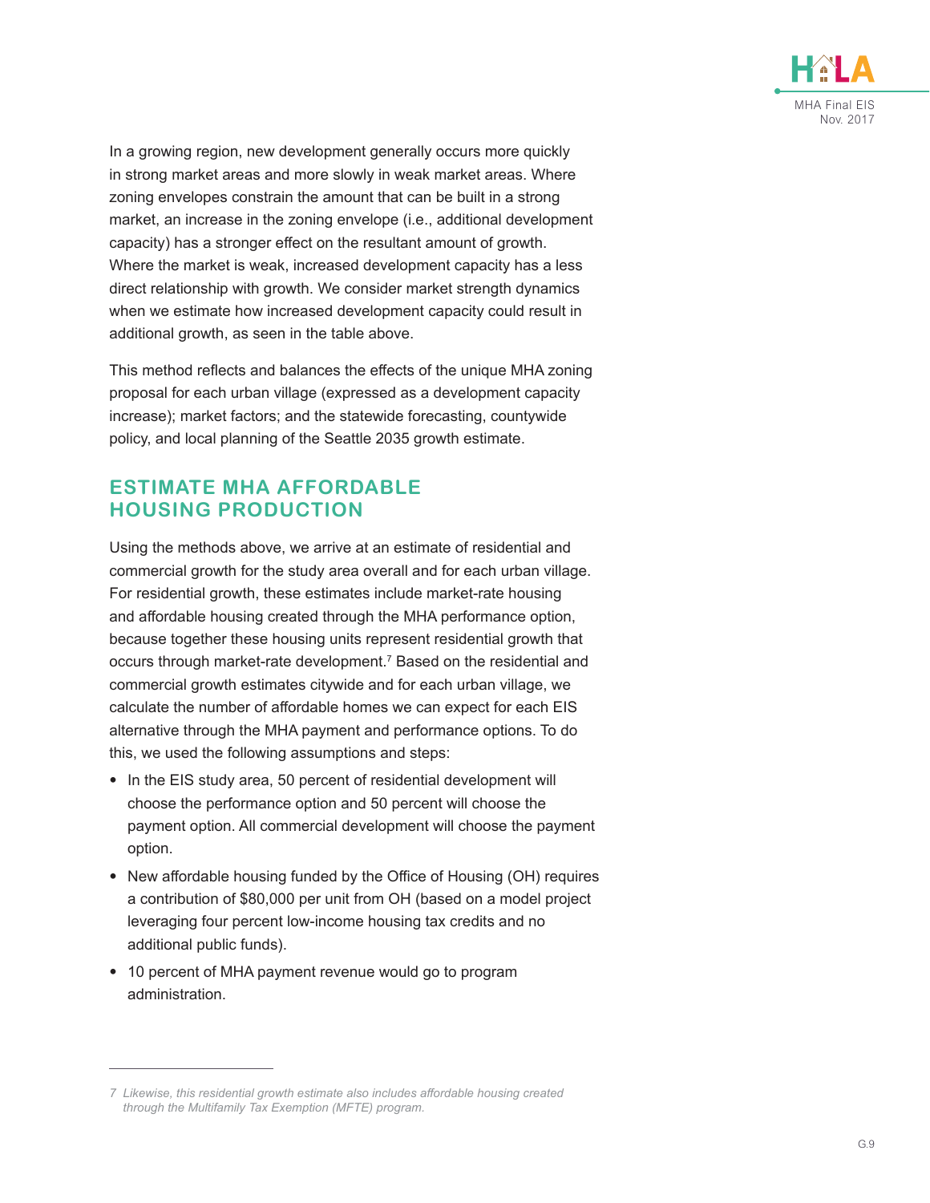In a growing region, new development generally occurs more quickly in strong market areas and more slowly in weak market areas. Where zoning envelopes constrain the amount that can be built in a strong market, an increase in the zoning envelope (i.e., additional development capacity) has a stronger effect on the resultant amount of growth. Where the market is weak, increased development capacity has a less direct relationship with growth. We consider market strength dynamics when we estimate how increased development capacity could result in additional growth, as seen in the table above.

This method reflects and balances the effects of the unique MHA zoning proposal for each urban village (expressed as a development capacity increase); market factors; and the statewide forecasting, countywide policy, and local planning of the Seattle 2035 growth estimate.

## ESTIMATE MHA AFFORDABLE HOUSING PRODUCTION

Using the methods above, we arrive at an estimate of residential and commercial growth for the study area overall and for each urban village. For residential growth, these estimates include market-rate housing and affordable housing created through the MHA performance option, because together these housing units represent residential growth that occurs through market-rate development.[7] Based on the residential and commercial growth estimates citywide and for each urban village, we calculate the number of affordable homes we can expect for each EIS alternative through the MHA payment and performance options. To do this, we used the following assumptions and steps:

- In the EIS study area, 50 percent of residential development will choose the performance option and 50 percent will choose the payment option. All commercial development will choose the payment option.
- New affordable housing funded by the Office of Housing (OH) requires a contribution of $80,000 per unit from OH (based on a model project leveraging four percent low-income housing tax credits and no additional public funds).
- 10 percent of MHA payment revenue would go to program administration.

*7 Likewise, this residential growth estimate also includes affordable housing created through the Multifamily Tax Exemption (MFTE) program.*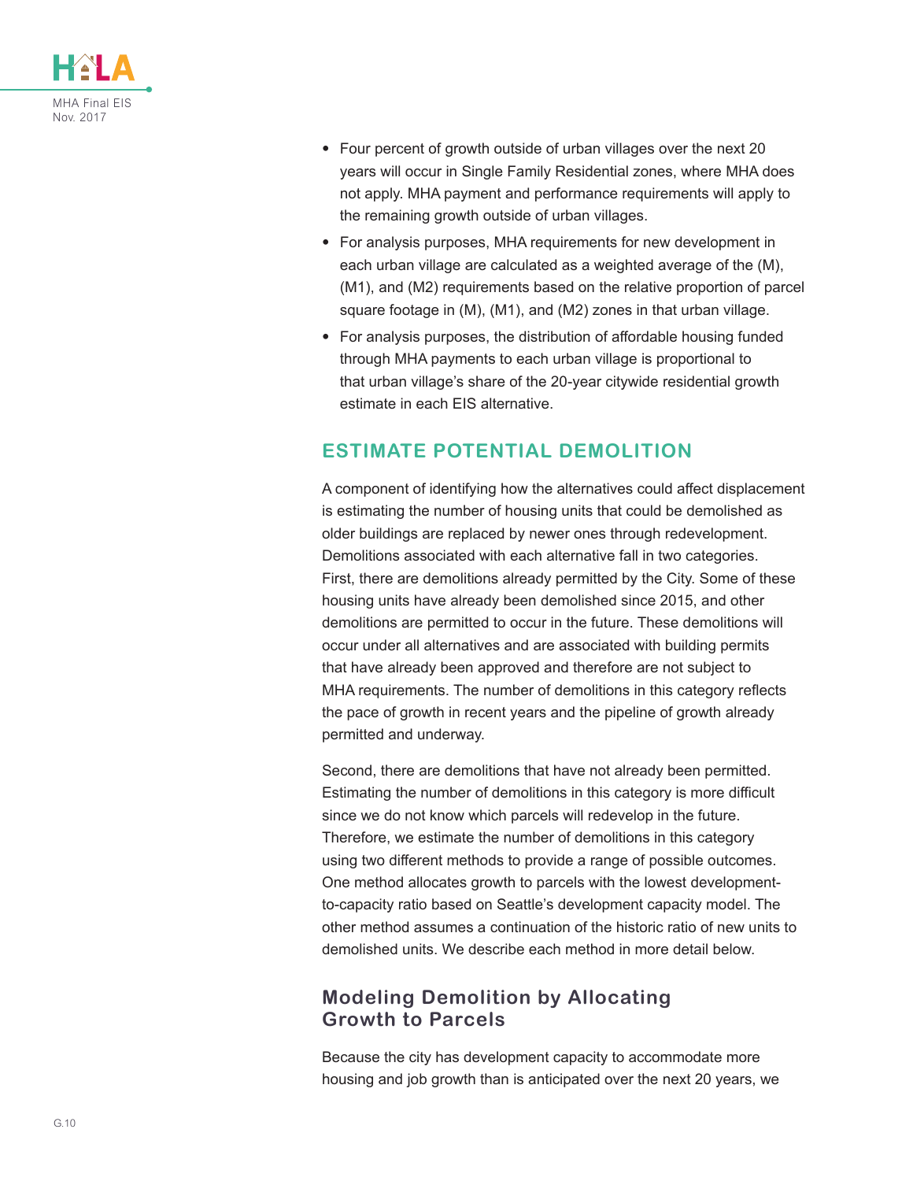- Four percent of growth outside of urban villages over the next 20 years will occur in Single Family Residential zones, where MHA does not apply. MHA payment and performance requirements will apply to the remaining growth outside of urban villages.
- For analysis purposes, MHA requirements for new development in each urban village are calculated as a weighted average of the (M), (M1), and (M2) requirements based on the relative proportion of parcel square footage in (M), (M1), and (M2) zones in that urban village.
- For analysis purposes, the distribution of affordable housing funded through MHA payments to each urban village is proportional to that urban village's share of the 20-year citywide residential growth estimate in each EIS alternative.

## ESTIMATE POTENTIAL DEMOLITION

A component of identifying how the alternatives could affect displacement is estimating the number of housing units that could be demolished as older buildings are replaced by newer ones through redevelopment. Demolitions associated with each alternative fall in two categories. First, there are demolitions already permitted by the City. Some of these housing units have already been demolished since 2015, and other demolitions are permitted to occur in the future. These demolitions will occur under all alternatives and are associated with building permits that have already been approved and therefore are not subject to MHA requirements. The number of demolitions in this category reflects the pace of growth in recent years and the pipeline of growth already permitted and underway.

Second, there are demolitions that have not already been permitted. Estimating the number of demolitions in this category is more difficult since we do not know which parcels will redevelop in the future. Therefore, we estimate the number of demolitions in this category using two different methods to provide a range of possible outcomes. One method allocates growth to parcels with the lowest development-to-capacity ratio based on Seattle's development capacity model. The other method assumes a continuation of the historic ratio of new units to demolished units. We describe each method in more detail below.

### Modeling Demolition by Allocating Growth to Parcels

Because the city has development capacity to accommodate more housing and job growth than is anticipated over the next 20 years, we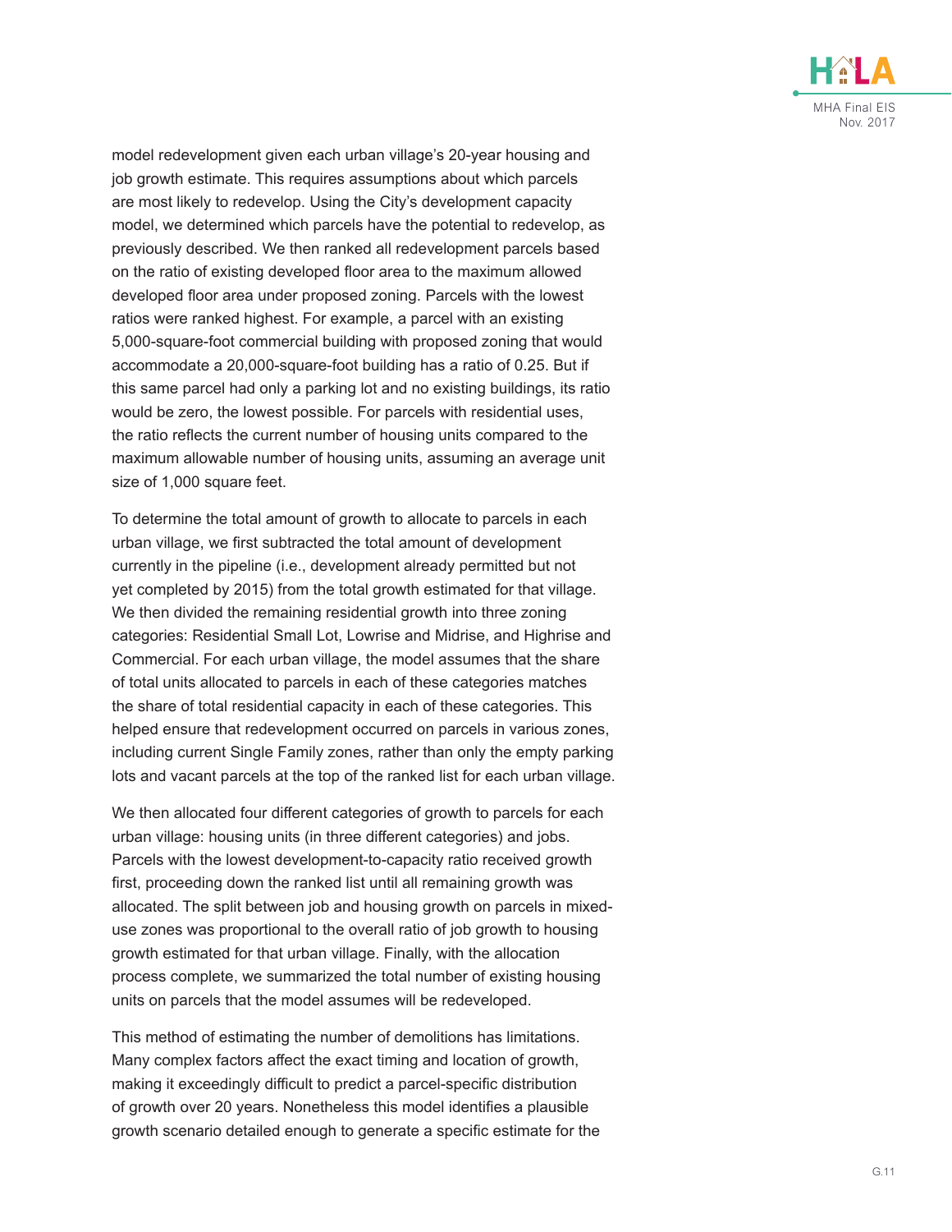model redevelopment given each urban village's 20-year housing and job growth estimate. This requires assumptions about which parcels are most likely to redevelop. Using the City's development capacity model, we determined which parcels have the potential to redevelop, as previously described. We then ranked all redevelopment parcels based on the ratio of existing developed floor area to the maximum allowed developed floor area under proposed zoning. Parcels with the lowest ratios were ranked highest. For example, a parcel with an existing 5,000-square-foot commercial building with proposed zoning that would accommodate a 20,000-square-foot building has a ratio of 0.25. But if this same parcel had only a parking lot and no existing buildings, its ratio would be zero, the lowest possible. For parcels with residential uses, the ratio reflects the current number of housing units compared to the maximum allowable number of housing units, assuming an average unit size of 1,000 square feet.

To determine the total amount of growth to allocate to parcels in each urban village, we first subtracted the total amount of development currently in the pipeline (i.e., development already permitted but not yet completed by 2015) from the total growth estimated for that village. We then divided the remaining residential growth into three zoning categories: Residential Small Lot, Lowrise and Midrise, and Highrise and Commercial. For each urban village, the model assumes that the share of total units allocated to parcels in each of these categories matches the share of total residential capacity in each of these categories. This helped ensure that redevelopment occurred on parcels in various zones, including current Single Family zones, rather than only the empty parking lots and vacant parcels at the top of the ranked list for each urban village.

We then allocated four different categories of growth to parcels for each urban village: housing units (in three different categories) and jobs. Parcels with the lowest development-to-capacity ratio received growth first, proceeding down the ranked list until all remaining growth was allocated. The split between job and housing growth on parcels in mixed-use zones was proportional to the overall ratio of job growth to housing growth estimated for that urban village. Finally, with the allocation process complete, we summarized the total number of existing housing units on parcels that the model assumes will be redeveloped.

This method of estimating the number of demolitions has limitations. Many complex factors affect the exact timing and location of growth, making it exceedingly difficult to predict a parcel-specific distribution of growth over 20 years. Nonetheless this model identifies a plausible growth scenario detailed enough to generate a specific estimate for the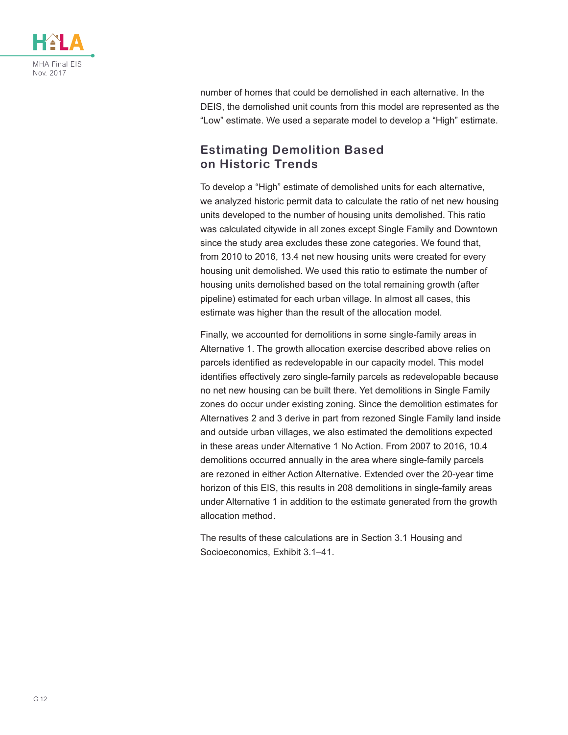number of homes that could be demolished in each alternative. In the DEIS, the demolished unit counts from this model are represented as the "Low" estimate. We used a separate model to develop a "High" estimate.

## Estimating Demolition Based on Historic Trends

To develop a "High" estimate of demolished units for each alternative, we analyzed historic permit data to calculate the ratio of net new housing units developed to the number of housing units demolished. This ratio was calculated citywide in all zones except Single Family and Downtown since the study area excludes these zone categories. We found that, from 2010 to 2016, 13.4 net new housing units were created for every housing unit demolished. We used this ratio to estimate the number of housing units demolished based on the total remaining growth (after pipeline) estimated for each urban village. In almost all cases, this estimate was higher than the result of the allocation model.

Finally, we accounted for demolitions in some single-family areas in Alternative 1. The growth allocation exercise described above relies on parcels identified as redevelopable in our capacity model. This model identifies effectively zero single-family parcels as redevelopable because no net new housing can be built there. Yet demolitions in Single Family zones do occur under existing zoning. Since the demolition estimates for Alternatives 2 and 3 derive in part from rezoned Single Family land inside and outside urban villages, we also estimated the demolitions expected in these areas under Alternative 1 No Action. From 2007 to 2016, 10.4 demolitions occurred annually in the area where single-family parcels are rezoned in either Action Alternative. Extended over the 20-year time horizon of this EIS, this results in 208 demolitions in single-family areas under Alternative 1 in addition to the estimate generated from the growth allocation method.

The results of these calculations are in Section 3.1 Housing and Socioeconomics, Exhibit 3.1–41.